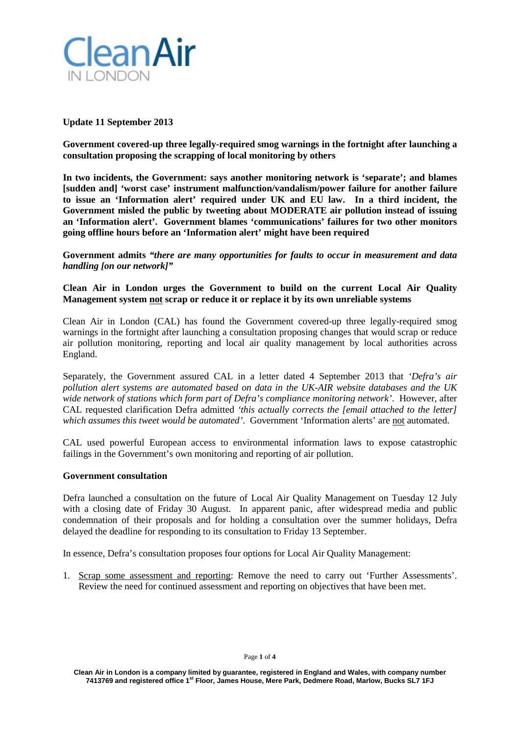Clean Air IN LONDON

**Update 11 September 2013**

**Government covered-up three legally-required smog warnings in the fortnight after launching a consultation proposing the scrapping of local monitoring by others**

**In two incidents, the Government: says another monitoring network is 'separate'; and blames [sudden and] 'worst case' instrument malfunction/vandalism/power failure for another failure to issue an 'Information alert' required under UK and EU law. In a third incident, the Government misled the public by tweeting about MODERATE air pollution instead of issuing an 'Information alert'. Government blames 'communications' failures for two other monitors going offline hours before an 'Information alert' might have been required**

**Government admits *"there are many opportunities for faults to occur in measurement and data handling [on our network]"***

**Clean Air in London urges the Government to build on the current Local Air Quality Management system <u>not</u> scrap or reduce it or replace it by its own unreliable systems**

Clean Air in London (CAL) has found the Government covered-up three legally-required smog warnings in the fortnight after launching a consultation proposing changes that would scrap or reduce air pollution monitoring, reporting and local air quality management by local authorities across England.

Separately, the Government assured CAL in a letter dated 4 September 2013 that *'Defra's air pollution alert systems are automated based on data in the UK-AIR website databases and the UK wide network of stations which form part of Defra's compliance monitoring network'*. However, after CAL requested clarification Defra admitted *'this actually corrects the [email attached to the letter] which assumes this tweet would be automated'*. Government 'Information alerts' are <u>not</u> automated.

CAL used powerful European access to environmental information laws to expose catastrophic failings in the Government's own monitoring and reporting of air pollution.

**Government consultation**

Defra launched a consultation on the future of Local Air Quality Management on Tuesday 12 July with a closing date of Friday 30 August. In apparent panic, after widespread media and public condemnation of their proposals and for holding a consultation over the summer holidays, Defra delayed the deadline for responding to its consultation to Friday 13 September.

In essence, Defra's consultation proposes four options for Local Air Quality Management:

1. <u>Scrap some assessment and reporting</u>: Remove the need to carry out 'Further Assessments'. Review the need for continued assessment and reporting on objectives that have been met.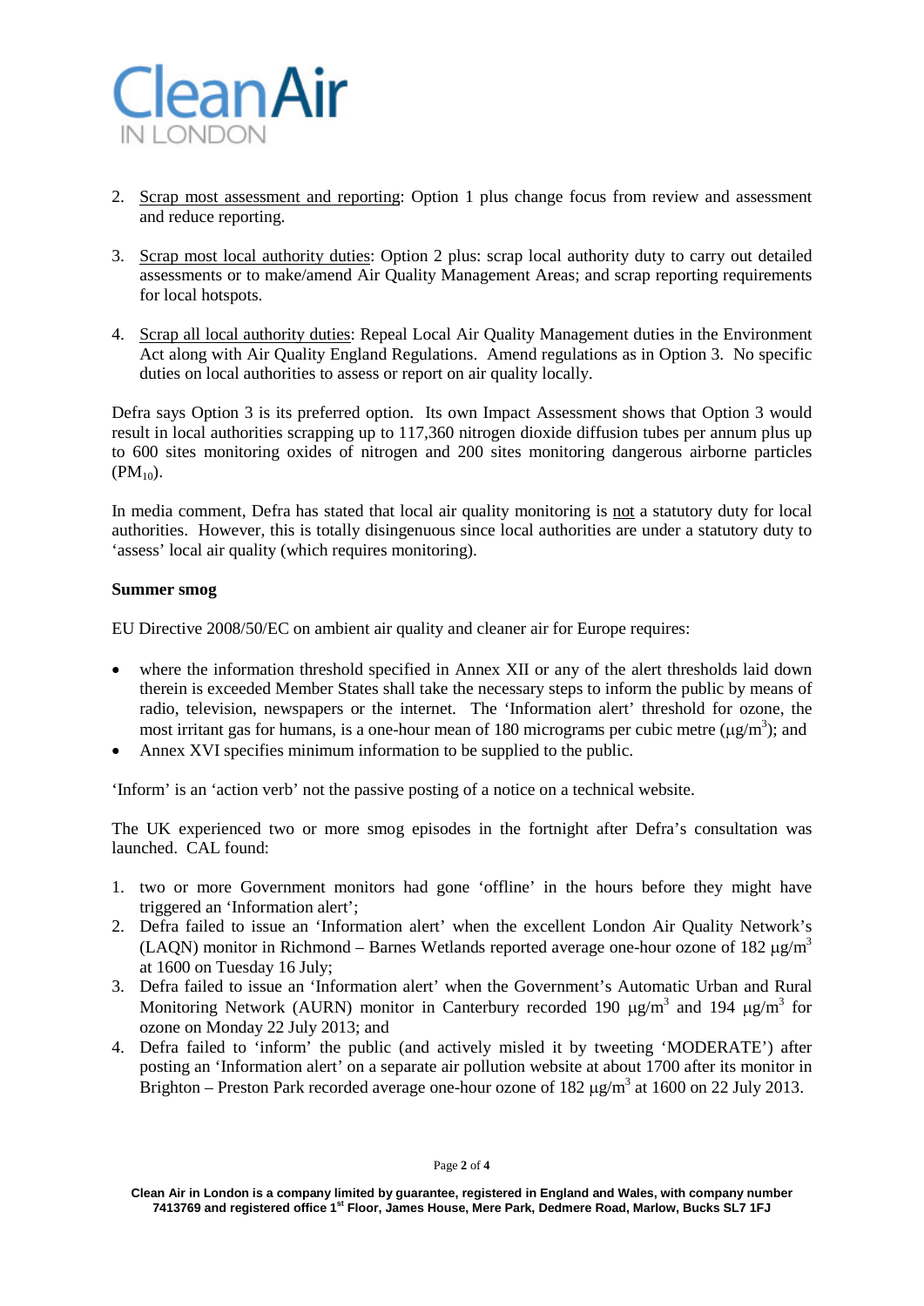2. Scrap most assessment and reporting: Option 1 plus change focus from review and assessment and reduce reporting.

3. Scrap most local authority duties: Option 2 plus: scrap local authority duty to carry out detailed assessments or to make/amend Air Quality Management Areas; and scrap reporting requirements for local hotspots.

4. Scrap all local authority duties: Repeal Local Air Quality Management duties in the Environment Act along with Air Quality England Regulations. Amend regulations as in Option 3. No specific duties on local authorities to assess or report on air quality locally.

Defra says Option 3 is its preferred option. Its own Impact Assessment shows that Option 3 would result in local authorities scrapping up to 117,360 nitrogen dioxide diffusion tubes per annum plus up to 600 sites monitoring oxides of nitrogen and 200 sites monitoring dangerous airborne particles ($PM_{10}$).

In media comment, Defra has stated that local air quality monitoring is not a statutory duty for local authorities. However, this is totally disingenuous since local authorities are under a statutory duty to 'assess' local air quality (which requires monitoring).

**Summer smog**

EU Directive 2008/50/EC on ambient air quality and cleaner air for Europe requires:

- where the information threshold specified in Annex XII or any of the alert thresholds laid down therein is exceeded Member States shall take the necessary steps to inform the public by means of radio, television, newspapers or the internet. The 'Information alert' threshold for ozone, the most irritant gas for humans, is a one-hour mean of 180 micrograms per cubic metre ($\mu g/m^3$); and
- Annex XVI specifies minimum information to be supplied to the public.

'Inform' is an 'action verb' not the passive posting of a notice on a technical website.

The UK experienced two or more smog episodes in the fortnight after Defra's consultation was launched. CAL found:

1. two or more Government monitors had gone 'offline' in the hours before they might have triggered an 'Information alert';
2. Defra failed to issue an 'Information alert' when the excellent London Air Quality Network's (LAQN) monitor in Richmond – Barnes Wetlands reported average one-hour ozone of 182 $\mu g/m^3$ at 1600 on Tuesday 16 July;
3. Defra failed to issue an 'Information alert' when the Government's Automatic Urban and Rural Monitoring Network (AURN) monitor in Canterbury recorded 190 $\mu g/m^3$ and 194 $\mu g/m^3$ for ozone on Monday 22 July 2013; and
4. Defra failed to 'inform' the public (and actively misled it by tweeting 'MODERATE') after posting an 'Information alert' on a separate air pollution website at about 1700 after its monitor in Brighton – Preston Park recorded average one-hour ozone of 182 $\mu g/m^3$ at 1600 on 22 July 2013.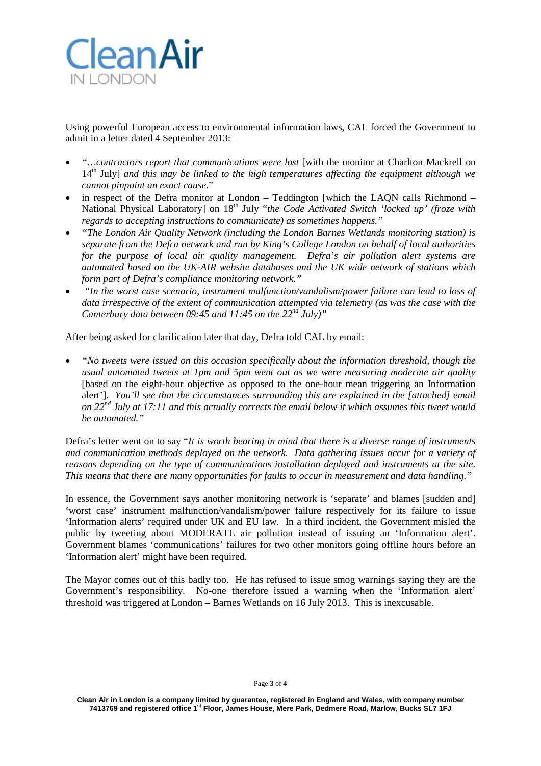Using powerful European access to environmental information laws, CAL forced the Government to admit in a letter dated 4 September 2013:

- *"…contractors report that communications were lost* [with the monitor at Charlton Mackrell on 14th July] *and this may be linked to the high temperatures affecting the equipment although we cannot pinpoint an exact cause*."
- in respect of the Defra monitor at London – Teddington [which the LAQN calls Richmond – National Physical Laboratory] on 18th July "*the Code Activated Switch 'locked up' (froze with regards to accepting instructions to communicate) as sometimes happens."*
- *"The London Air Quality Network (including the London Barnes Wetlands monitoring station) is separate from the Defra network and run by King's College London on behalf of local authorities for the purpose of local air quality management. Defra's air pollution alert systems are automated based on the UK-AIR website databases and the UK wide network of stations which form part of Defra's compliance monitoring network."*
- *"In the worst case scenario, instrument malfunction/vandalism/power failure can lead to loss of data irrespective of the extent of communication attempted via telemetry (as was the case with the Canterbury data between 09:45 and 11:45 on the 22nd July)"*

After being asked for clarification later that day, Defra told CAL by email:

- *"No tweets were issued on this occasion specifically about the information threshold, though the usual automated tweets at 1pm and 5pm went out as we were measuring moderate air quality* [based on the eight-hour objective as opposed to the one-hour mean triggering an Information alert']. *You'll see that the circumstances surrounding this are explained in the [attached] email on 22nd July at 17:11 and this actually corrects the email below it which assumes this tweet would be automated."*

Defra's letter went on to say "*It is worth bearing in mind that there is a diverse range of instruments and communication methods deployed on the network. Data gathering issues occur for a variety of reasons depending on the type of communications installation deployed and instruments at the site. This means that there are many opportunities for faults to occur in measurement and data handling."*

In essence, the Government says another monitoring network is 'separate' and blames [sudden and] 'worst case' instrument malfunction/vandalism/power failure respectively for its failure to issue 'Information alerts' required under UK and EU law. In a third incident, the Government misled the public by tweeting about MODERATE air pollution instead of issuing an 'Information alert'. Government blames 'communications' failures for two other monitors going offline hours before an 'Information alert' might have been required.

The Mayor comes out of this badly too. He has refused to issue smog warnings saying they are the Government's responsibility. No-one therefore issued a warning when the 'Information alert' threshold was triggered at London – Barnes Wetlands on 16 July 2013. This is inexcusable.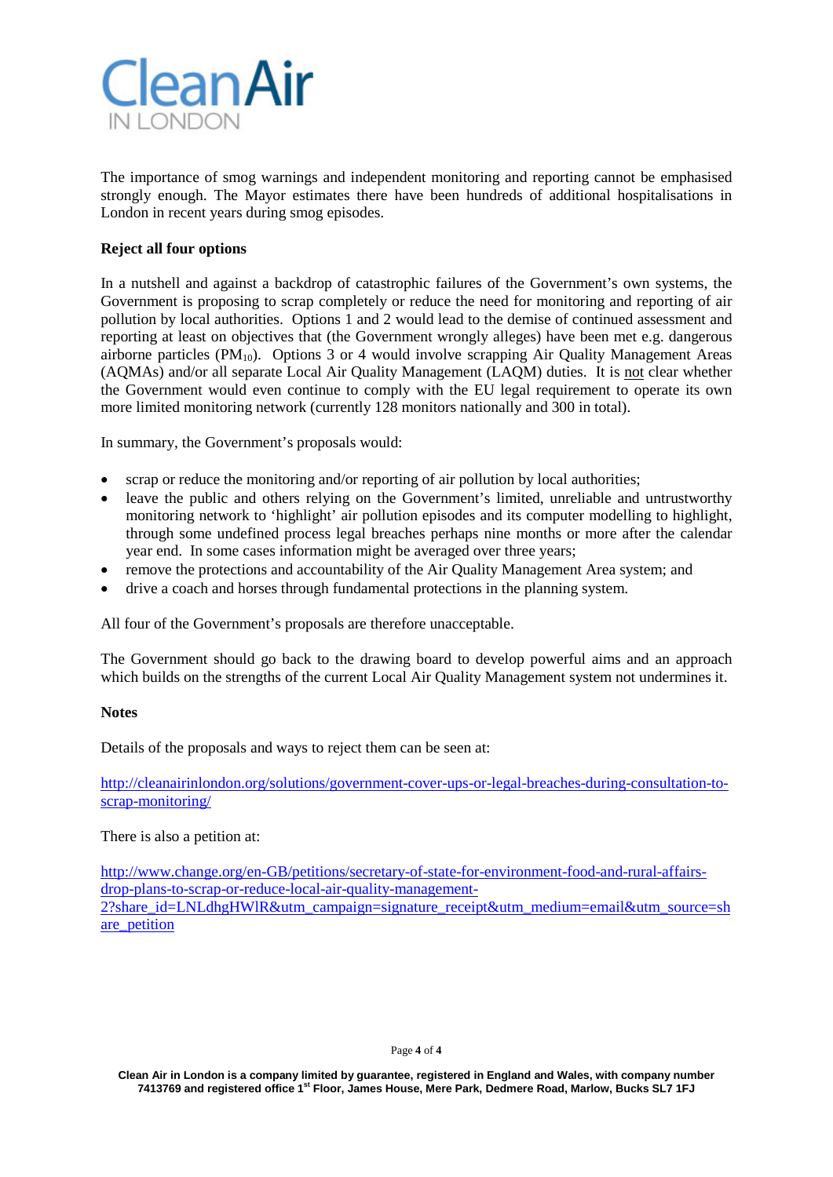The importance of smog warnings and independent monitoring and reporting cannot be emphasised strongly enough. The Mayor estimates there have been hundreds of additional hospitalisations in London in recent years during smog episodes.

**Reject all four options**

In a nutshell and against a backdrop of catastrophic failures of the Government's own systems, the Government is proposing to scrap completely or reduce the need for monitoring and reporting of air pollution by local authorities. Options 1 and 2 would lead to the demise of continued assessment and reporting at least on objectives that (the Government wrongly alleges) have been met e.g. dangerous airborne particles ($PM_{10}$). Options 3 or 4 would involve scrapping Air Quality Management Areas (AQMAs) and/or all separate Local Air Quality Management (LAQM) duties. It is not clear whether the Government would even continue to comply with the EU legal requirement to operate its own more limited monitoring network (currently 128 monitors nationally and 300 in total).

In summary, the Government's proposals would:

- scrap or reduce the monitoring and/or reporting of air pollution by local authorities;
- leave the public and others relying on the Government's limited, unreliable and untrustworthy monitoring network to 'highlight' air pollution episodes and its computer modelling to highlight, through some undefined process legal breaches perhaps nine months or more after the calendar year end. In some cases information might be averaged over three years;
- remove the protections and accountability of the Air Quality Management Area system; and
- drive a coach and horses through fundamental protections in the planning system.

All four of the Government's proposals are therefore unacceptable.

The Government should go back to the drawing board to develop powerful aims and an approach which builds on the strengths of the current Local Air Quality Management system not undermines it.

**Notes**

Details of the proposals and ways to reject them can be seen at:

http://cleanairinlondon.org/solutions/government-cover-ups-or-legal-breaches-during-consultation-to-scrap-monitoring/

There is also a petition at:

http://www.change.org/en-GB/petitions/secretary-of-state-for-environment-food-and-rural-affairs-drop-plans-to-scrap-or-reduce-local-air-quality-management-2?share_id=LNLdhgHWlR&utm_campaign=signature_receipt&utm_medium=email&utm_source=share_petition

Clean Air in London is a company limited by guarantee, registered in England and Wales, with company number 7413769 and registered office 1st Floor, James House, Mere Park, Dedmere Road, Marlow, Bucks SL7 1FJ